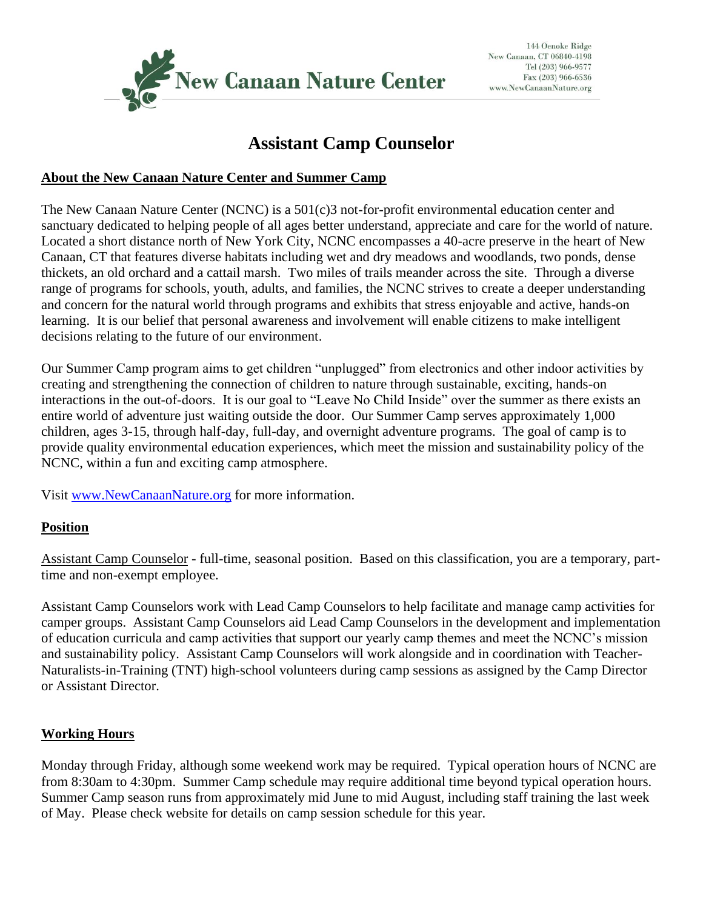New Canaan Nature Center

144 Oenoke Ridge
New Canaan, CT 06840-4198
Tel (203) 966-9577
Fax (203) 966-6536
www.NewCanaanNature.org

# Assistant Camp Counselor

## About the New Canaan Nature Center and Summer Camp

The New Canaan Nature Center (NCNC) is a 501(c)3 not-for-profit environmental education center and sanctuary dedicated to helping people of all ages better understand, appreciate and care for the world of nature. Located a short distance north of New York City, NCNC encompasses a 40-acre preserve in the heart of New Canaan, CT that features diverse habitats including wet and dry meadows and woodlands, two ponds, dense thickets, an old orchard and a cattail marsh. Two miles of trails meander across the site. Through a diverse range of programs for schools, youth, adults, and families, the NCNC strives to create a deeper understanding and concern for the natural world through programs and exhibits that stress enjoyable and active, hands-on learning. It is our belief that personal awareness and involvement will enable citizens to make intelligent decisions relating to the future of our environment.

Our Summer Camp program aims to get children "unplugged" from electronics and other indoor activities by creating and strengthening the connection of children to nature through sustainable, exciting, hands-on interactions in the out-of-doors. It is our goal to "Leave No Child Inside" over the summer as there exists an entire world of adventure just waiting outside the door. Our Summer Camp serves approximately 1,000 children, ages 3-15, through half-day, full-day, and overnight adventure programs. The goal of camp is to provide quality environmental education experiences, which meet the mission and sustainability policy of the NCNC, within a fun and exciting camp atmosphere.

Visit [www.NewCanaanNature.org](http://www.NewCanaanNature.org) for more information.

## Position

Assistant Camp Counselor - full-time, seasonal position. Based on this classification, you are a temporary, part-time and non-exempt employee.

Assistant Camp Counselors work with Lead Camp Counselors to help facilitate and manage camp activities for camper groups. Assistant Camp Counselors aid Lead Camp Counselors in the development and implementation of education curricula and camp activities that support our yearly camp themes and meet the NCNC's mission and sustainability policy. Assistant Camp Counselors will work alongside and in coordination with Teacher-Naturalists-in-Training (TNT) high-school volunteers during camp sessions as assigned by the Camp Director or Assistant Director.

## Working Hours

Monday through Friday, although some weekend work may be required. Typical operation hours of NCNC are from 8:30am to 4:30pm. Summer Camp schedule may require additional time beyond typical operation hours. Summer Camp season runs from approximately mid June to mid August, including staff training the last week of May. Please check website for details on camp session schedule for this year.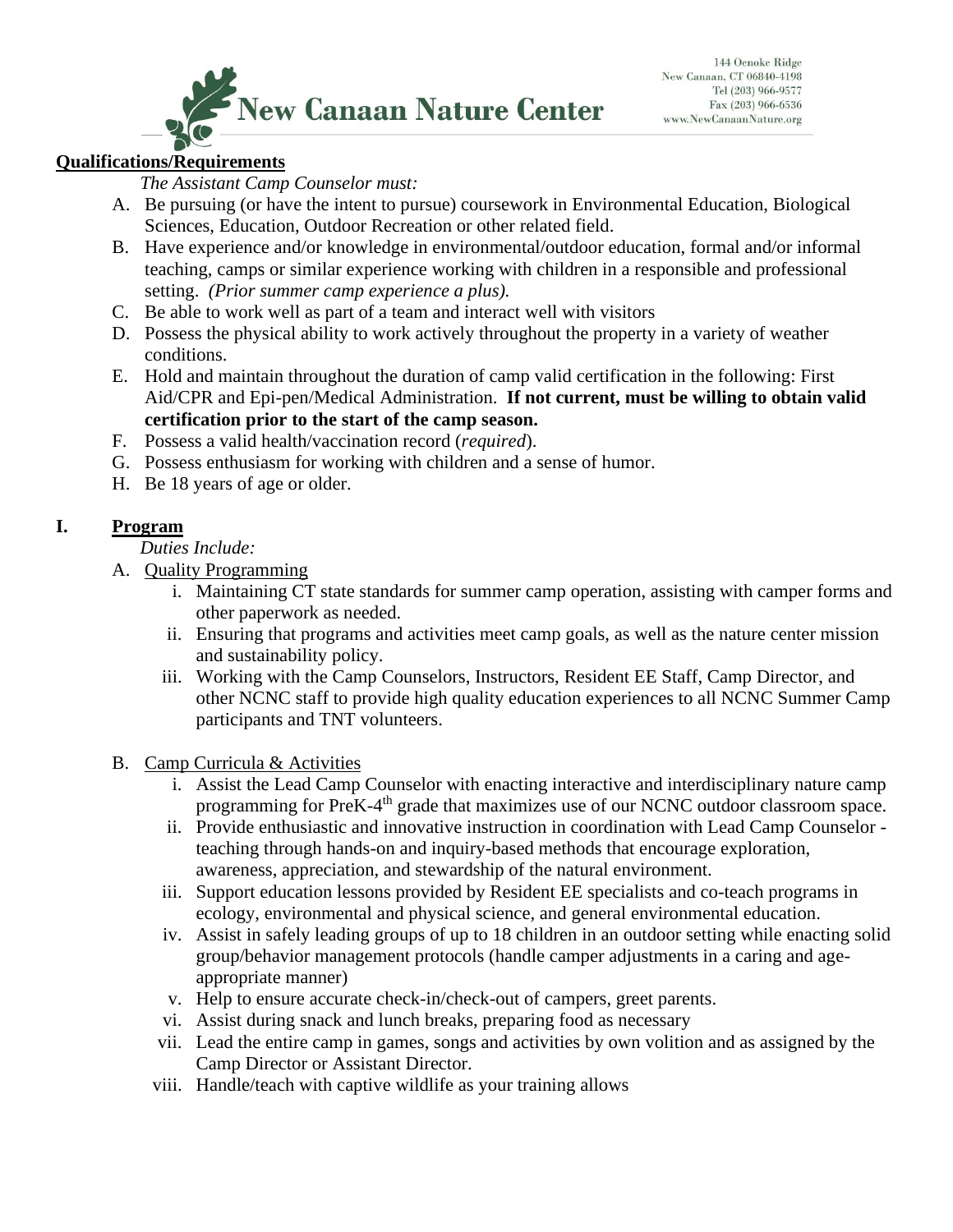## Qualifications/Requirements

*The Assistant Camp Counselor must:*

A. Be pursuing (or have the intent to pursue) coursework in Environmental Education, Biological Sciences, Education, Outdoor Recreation or other related field.
B. Have experience and/or knowledge in environmental/outdoor education, formal and/or informal teaching, camps or similar experience working with children in a responsible and professional setting. *(Prior summer camp experience a plus).*
C. Be able to work well as part of a team and interact well with visitors
D. Possess the physical ability to work actively throughout the property in a variety of weather conditions.
E. Hold and maintain throughout the duration of camp valid certification in the following: First Aid/CPR and Epi-pen/Medical Administration. **If not current, must be willing to obtain valid certification prior to the start of the camp season.**
F. Possess a valid health/vaccination record (*required*).
G. Possess enthusiasm for working with children and a sense of humor.
H. Be 18 years of age or older.

## I. Program

*Duties Include:*

A. Quality Programming
   i. Maintaining CT state standards for summer camp operation, assisting with camper forms and other paperwork as needed.
   ii. Ensuring that programs and activities meet camp goals, as well as the nature center mission and sustainability policy.
   iii. Working with the Camp Counselors, Instructors, Resident EE Staff, Camp Director, and other NCNC staff to provide high quality education experiences to all NCNC Summer Camp participants and TNT volunteers.

B. Camp Curricula & Activities
   i. Assist the Lead Camp Counselor with enacting interactive and interdisciplinary nature camp programming for PreK-4th grade that maximizes use of our NCNC outdoor classroom space.
   ii. Provide enthusiastic and innovative instruction in coordination with Lead Camp Counselor - teaching through hands-on and inquiry-based methods that encourage exploration, awareness, appreciation, and stewardship of the natural environment.
   iii. Support education lessons provided by Resident EE specialists and co-teach programs in ecology, environmental and physical science, and general environmental education.
   iv. Assist in safely leading groups of up to 18 children in an outdoor setting while enacting solid group/behavior management protocols (handle camper adjustments in a caring and age-appropriate manner)
   v. Help to ensure accurate check-in/check-out of campers, greet parents.
   vi. Assist during snack and lunch breaks, preparing food as necessary
   vii. Lead the entire camp in games, songs and activities by own volition and as assigned by the Camp Director or Assistant Director.
   viii. Handle/teach with captive wildlife as your training allows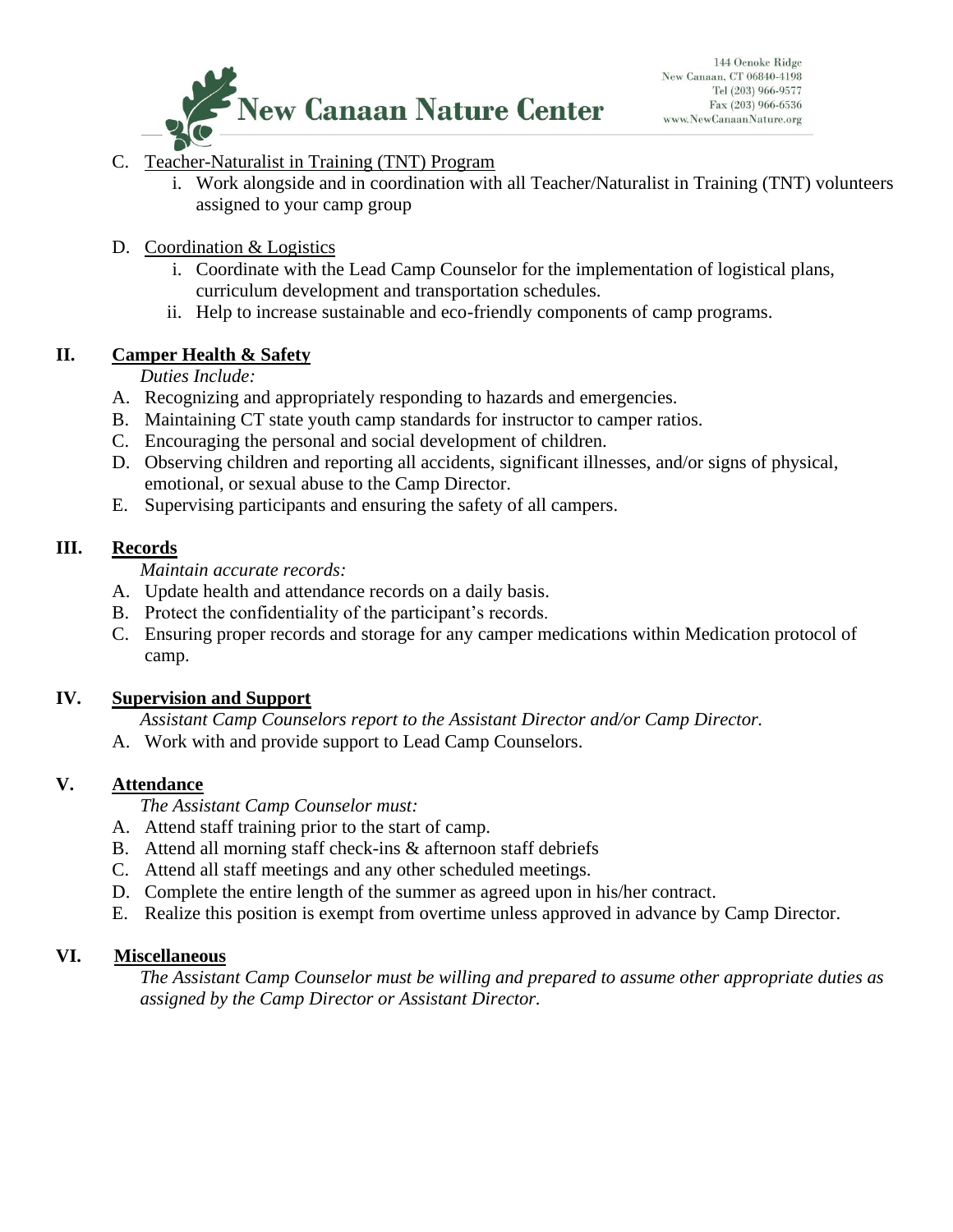C. <u>Teacher-Naturalist in Training (TNT) Program</u>

   i. Work alongside and in coordination with all Teacher/Naturalist in Training (TNT) volunteers assigned to your camp group

D. <u>Coordination & Logistics</u>

   i. Coordinate with the Lead Camp Counselor for the implementation of logistical plans, curriculum development and transportation schedules.

   ii. Help to increase sustainable and eco-friendly components of camp programs.

## II. Camper Health & Safety

*Duties Include:*

A. Recognizing and appropriately responding to hazards and emergencies.

B. Maintaining CT state youth camp standards for instructor to camper ratios.

C. Encouraging the personal and social development of children.

D. Observing children and reporting all accidents, significant illnesses, and/or signs of physical, emotional, or sexual abuse to the Camp Director.

E. Supervising participants and ensuring the safety of all campers.

## III. Records

*Maintain accurate records:*

A. Update health and attendance records on a daily basis.

B. Protect the confidentiality of the participant's records.

C. Ensuring proper records and storage for any camper medications within Medication protocol of camp.

## IV. Supervision and Support

*Assistant Camp Counselors report to the Assistant Director and/or Camp Director.*

A. Work with and provide support to Lead Camp Counselors.

## V. Attendance

*The Assistant Camp Counselor must:*

A. Attend staff training prior to the start of camp.

B. Attend all morning staff check-ins & afternoon staff debriefs

C. Attend all staff meetings and any other scheduled meetings.

D. Complete the entire length of the summer as agreed upon in his/her contract.

E. Realize this position is exempt from overtime unless approved in advance by Camp Director.

## VI. Miscellaneous

*The Assistant Camp Counselor must be willing and prepared to assume other appropriate duties as assigned by the Camp Director or Assistant Director.*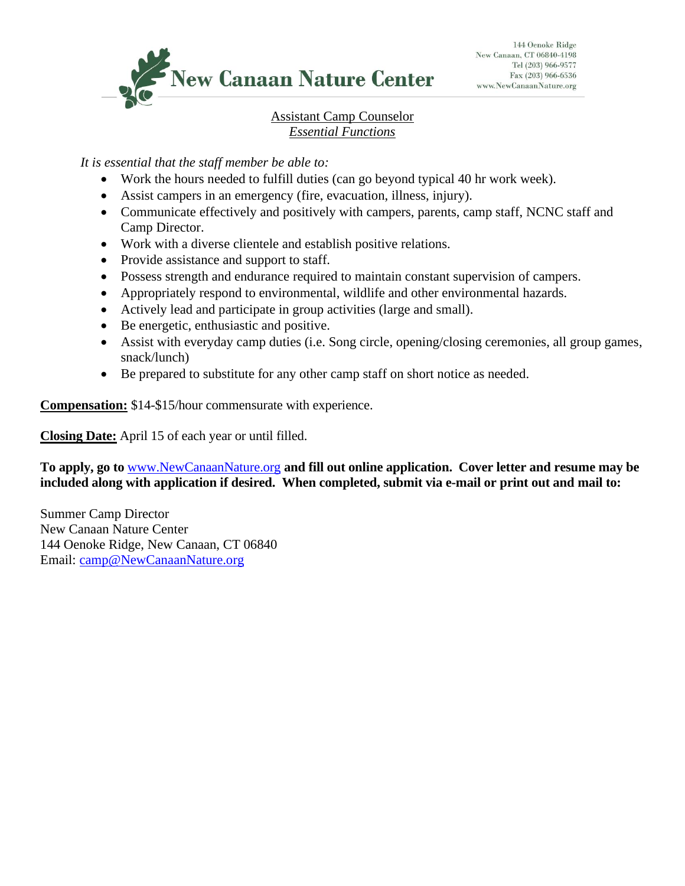# New Canaan Nature Center

144 Oenoke Ridge
New Canaan, CT 06840-4198
Tel (203) 966-9577
Fax (203) 966-6536
www.NewCanaanNature.org

## Assistant Camp Counselor
### *Essential Functions*

*It is essential that the staff member be able to:*

- Work the hours needed to fulfill duties (can go beyond typical 40 hr work week).
- Assist campers in an emergency (fire, evacuation, illness, injury).
- Communicate effectively and positively with campers, parents, camp staff, NCNC staff and Camp Director.
- Work with a diverse clientele and establish positive relations.
- Provide assistance and support to staff.
- Possess strength and endurance required to maintain constant supervision of campers.
- Appropriately respond to environmental, wildlife and other environmental hazards.
- Actively lead and participate in group activities (large and small).
- Be energetic, enthusiastic and positive.
- Assist with everyday camp duties (i.e. Song circle, opening/closing ceremonies, all group games, snack/lunch)
- Be prepared to substitute for any other camp staff on short notice as needed.

**Compensation:** $14-$15/hour commensurate with experience.

**Closing Date:** April 15 of each year or until filled.

**To apply, go to** www.NewCanaanNature.org **and fill out online application. Cover letter and resume may be included along with application if desired. When completed, submit via e-mail or print out and mail to:**

Summer Camp Director
New Canaan Nature Center
144 Oenoke Ridge, New Canaan, CT 06840
Email: camp@NewCanaanNature.org